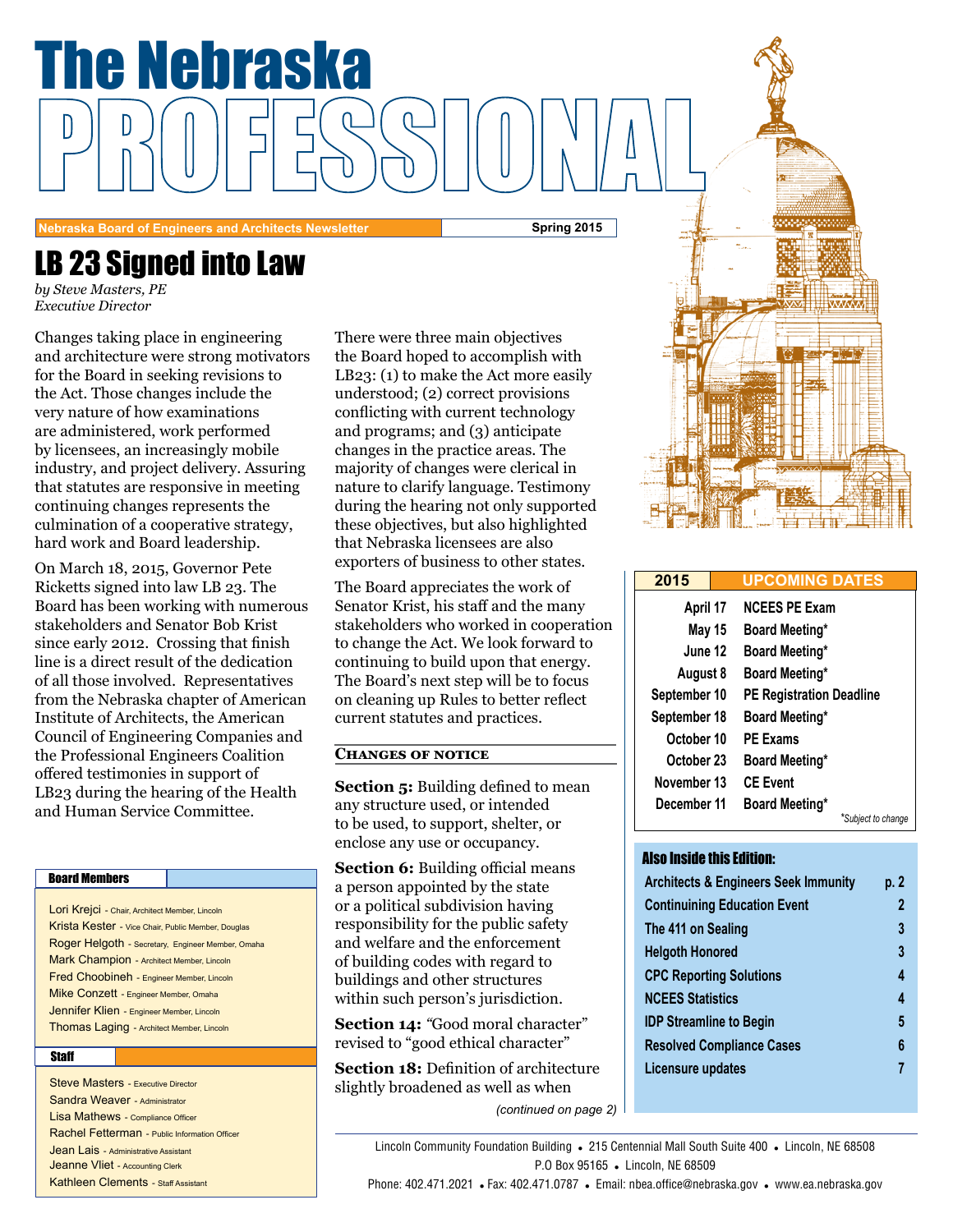# The Nebraska PROFESSIONAL

Nebraska Board of Engineers and Architects Newsletter — Spring 2015

## LB 23 Signed into Law

*by Steve Masters, PE*
*Executive Director*

Changes taking place in engineering and architecture were strong motivators for the Board in seeking revisions to the Act. Those changes include the very nature of how examinations are administered, work performed by licensees, an increasingly mobile industry, and project delivery. Assuring that statutes are responsive in meeting continuing changes represents the culmination of a cooperative strategy, hard work and Board leadership.

On March 18, 2015, Governor Pete Ricketts signed into law LB 23. The Board has been working with numerous stakeholders and Senator Bob Krist since early 2012. Crossing that finish line is a direct result of the dedication of all those involved. Representatives from the Nebraska chapter of American Institute of Architects, the American Council of Engineering Companies and the Professional Engineers Coalition offered testimonies in support of LB23 during the hearing of the Health and Human Service Committee.

There were three main objectives the Board hoped to accomplish with LB23: (1) to make the Act more easily understood; (2) correct provisions conflicting with current technology and programs; and (3) anticipate changes in the practice areas. The majority of changes were clerical in nature to clarify language. Testimony during the hearing not only supported these objectives, but also highlighted that Nebraska licensees are also exporters of business to other states.

The Board appreciates the work of Senator Krist, his staff and the many stakeholders who worked in cooperation to change the Act. We look forward to continuing to build upon that energy. The Board's next step will be to focus on cleaning up Rules to better reflect current statutes and practices.

### Changes of Notice

**Section 5:** Building defined to mean any structure used, or intended to be used, to support, shelter, or enclose any use or occupancy.

**Section 6:** Building official means a person appointed by the state or a political subdivision having responsibility for the public safety and welfare and the enforcement of building codes with regard to buildings and other structures within such person's jurisdiction.

**Section 14:** *"*Good moral character" revised to "good ethical character"

**Section 18:** Definition of architecture slightly broadened as well as when

*(continued on page 2)*

### Board Members

- Lori Krejci - Chair, Architect Member, Lincoln
- Krista Kester - Vice Chair, Public Member, Douglas
- Roger Helgoth - Secretary, Engineer Member, Omaha
- Mark Champion - Architect Member, Lincoln
- Fred Choobineh - Engineer Member, Lincoln
- Mike Conzett - Engineer Member, Omaha
- Jennifer Klien - Engineer Member, Lincoln
- Thomas Laging - Architect Member, Lincoln

### Staff

- Steve Masters - Executive Director
- Sandra Weaver - Administrator
- Lisa Mathews - Compliance Officer
- Rachel Fetterman - Public Information Officer
- Jean Lais - Administrative Assistant
- Jeanne Vliet - Accounting Clerk
- Kathleen Clements - Staff Assistant

| 2015 | UPCOMING DATES |
|---|---|
| April 17 | NCEES PE Exam |
| May 15 | Board Meeting* |
| June 12 | Board Meeting* |
| August 8 | Board Meeting* |
| September 10 | PE Registration Deadline |
| September 18 | Board Meeting* |
| October 10 | PE Exams |
| October 23 | Board Meeting* |
| November 13 | CE Event |
| December 11 | Board Meeting* |

*Subject to change

### Also Inside this Edition:

| | |
|---|---|
| Architects & Engineers Seek Immunity | p. 2 |
| Continuing Education Event | 2 |
| The 411 on Sealing | 3 |
| Helgoth Honored | 3 |
| CPC Reporting Solutions | 4 |
| NCEES Statistics | 4 |
| IDP Streamline to Begin | 5 |
| Resolved Compliance Cases | 6 |
| Licensure updates | 7 |

Lincoln Community Foundation Building • 215 Centennial Mall South Suite 400 • Lincoln, NE 68508
P.O Box 95165 • Lincoln, NE 68509
Phone: 402.471.2021 • Fax: 402.471.0787 • Email: nbea.office@nebraska.gov • www.ea.nebraska.gov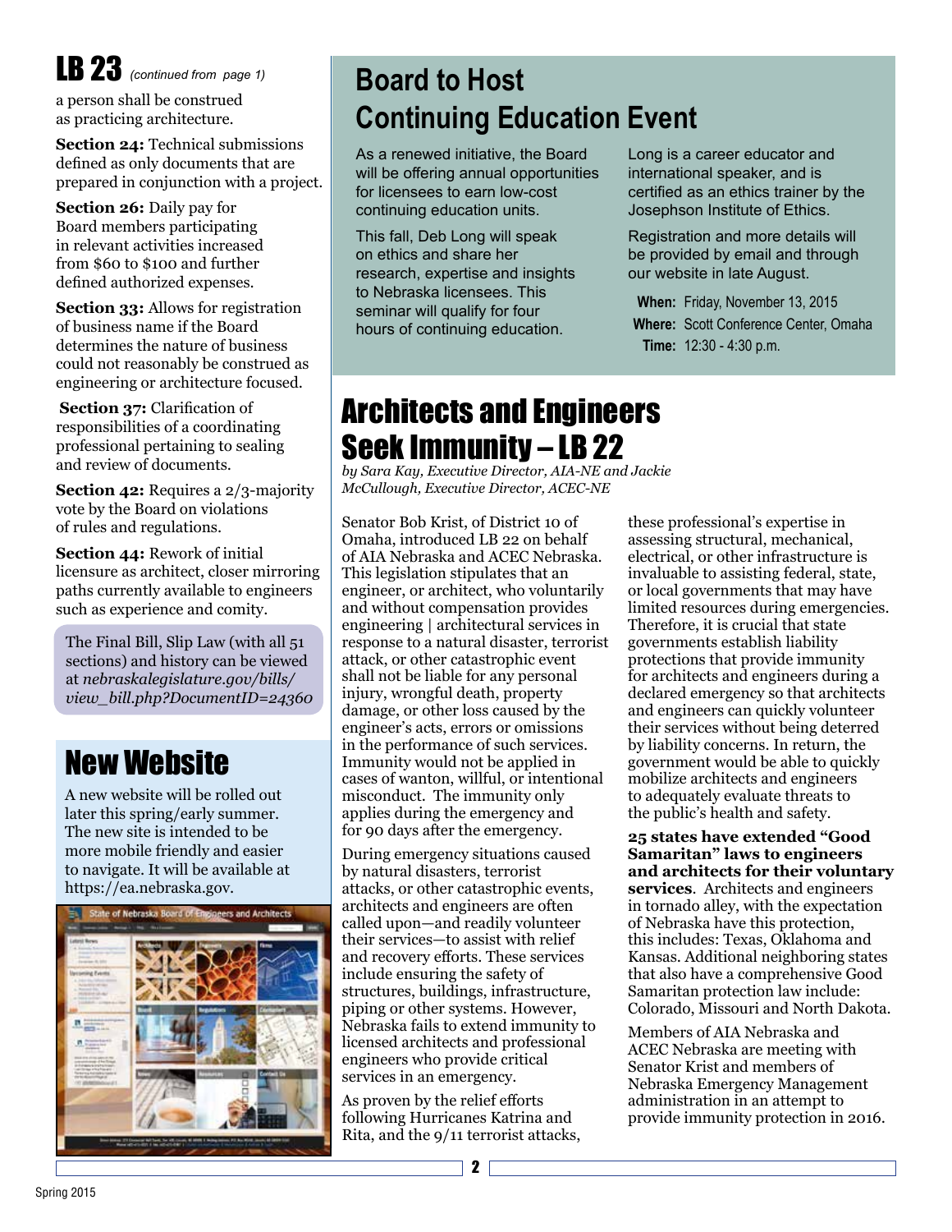## LB 23 *(continued from page 1)*

a person shall be construed as practicing architecture.

**Section 24:** Technical submissions defined as only documents that are prepared in conjunction with a project.

**Section 26:** Daily pay for Board members participating in relevant activities increased from $60 to $100 and further defined authorized expenses.

**Section 33:** Allows for registration of business name if the Board determines the nature of business could not reasonably be construed as engineering or architecture focused.

**Section 37:** Clarification of responsibilities of a coordinating professional pertaining to sealing and review of documents.

**Section 42:** Requires a 2/3-majority vote by the Board on violations of rules and regulations.

**Section 44:** Rework of initial licensure as architect, closer mirroring paths currently available to engineers such as experience and comity.

The Final Bill, Slip Law (with all 51 sections) and history can be viewed at *nebraskalegislature.gov/bills/view_bill.php?DocumentID=24360*

## New Website

A new website will be rolled out later this spring/early summer. The new site is intended to be more mobile friendly and easier to navigate. It will be available at https://ea.nebraska.gov.

## Board to Host Continuing Education Event

As a renewed initiative, the Board will be offering annual opportunities for licensees to earn low-cost continuing education units.

This fall, Deb Long will speak on ethics and share her research, expertise and insights to Nebraska licensees. This seminar will qualify for four hours of continuing education.

Long is a career educator and international speaker, and is certified as an ethics trainer by the Josephson Institute of Ethics.

Registration and more details will be provided by email and through our website in late August.

**When:** Friday, November 13, 2015
**Where:** Scott Conference Center, Omaha
**Time:** 12:30 - 4:30 p.m.

## Architects and Engineers Seek Immunity – LB 22

*by Sara Kay, Executive Director, AIA-NE and Jackie McCullough, Executive Director, ACEC-NE*

Senator Bob Krist, of District 10 of Omaha, introduced LB 22 on behalf of AIA Nebraska and ACEC Nebraska. This legislation stipulates that an engineer, or architect, who voluntarily and without compensation provides engineering | architectural services in response to a natural disaster, terrorist attack, or other catastrophic event shall not be liable for any personal injury, wrongful death, property damage, or other loss caused by the engineer's acts, errors or omissions in the performance of such services. Immunity would not be applied in cases of wanton, willful, or intentional misconduct. The immunity only applies during the emergency and for 90 days after the emergency.

During emergency situations caused by natural disasters, terrorist attacks, or other catastrophic events, architects and engineers are often called upon—and readily volunteer their services—to assist with relief and recovery efforts. These services include ensuring the safety of structures, buildings, infrastructure, piping or other systems. However, Nebraska fails to extend immunity to licensed architects and professional engineers who provide critical services in an emergency.

As proven by the relief efforts following Hurricanes Katrina and Rita, and the 9/11 terrorist attacks, these professional's expertise in assessing structural, mechanical, electrical, or other infrastructure is invaluable to assisting federal, state, or local governments that may have limited resources during emergencies. Therefore, it is crucial that state governments establish liability protections that provide immunity for architects and engineers during a declared emergency so that architects and engineers can quickly volunteer their services without being deterred by liability concerns. In return, the government would be able to quickly mobilize architects and engineers to adequately evaluate threats to the public's health and safety.

**25 states have extended "Good Samaritan" laws to engineers and architects for their voluntary services**. Architects and engineers in tornado alley, with the expectation of Nebraska have this protection, this includes: Texas, Oklahoma and Kansas. Additional neighboring states that also have a comprehensive Good Samaritan protection law include: Colorado, Missouri and North Dakota.

Members of AIA Nebraska and ACEC Nebraska are meeting with Senator Krist and members of Nebraska Emergency Management administration in an attempt to provide immunity protection in 2016.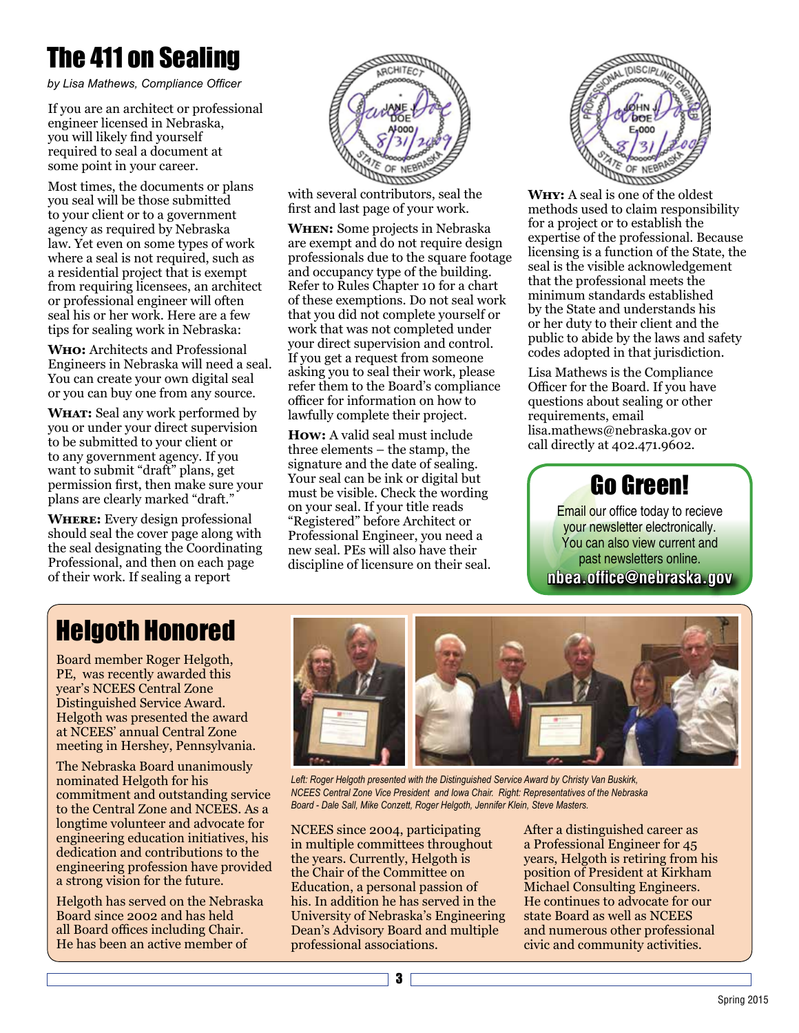# The 411 on Sealing

*by Lisa Mathews, Compliance Officer*

If you are an architect or professional engineer licensed in Nebraska, you will likely find yourself required to seal a document at some point in your career.

Most times, the documents or plans you seal will be those submitted to your client or to a government agency as required by Nebraska law. Yet even on some types of work where a seal is not required, such as a residential project that is exempt from requiring licensees, an architect or professional engineer will often seal his or her work. Here are a few tips for sealing work in Nebraska:

**Who:** Architects and Professional Engineers in Nebraska will need a seal. You can create your own digital seal or you can buy one from any source.

**What:** Seal any work performed by you or under your direct supervision to be submitted to your client or to any government agency. If you want to submit "draft" plans, get permission first, then make sure your plans are clearly marked "draft."

**Where:** Every design professional should seal the cover page along with the seal designating the Coordinating Professional, and then on each page of their work. If sealing a report with several contributors, seal the first and last page of your work.

**When:** Some projects in Nebraska are exempt and do not require design professionals due to the square footage and occupancy type of the building. Refer to Rules Chapter 10 for a chart of these exemptions. Do not seal work that you did not complete yourself or work that was not completed under your direct supervision and control. If you get a request from someone asking you to seal their work, please refer them to the Board's compliance officer for information on how to lawfully complete their project.

**How:** A valid seal must include three elements – the stamp, the signature and the date of sealing. Your seal can be ink or digital but must be visible. Check the wording on your seal. If your title reads "Registered" before Architect or Professional Engineer, you need a new seal. PEs will also have their discipline of licensure on their seal.

**Why:** A seal is one of the oldest methods used to claim responsibility for a project or to establish the expertise of the professional. Because licensing is a function of the State, the seal is the visible acknowledgement that the professional meets the minimum standards established by the State and understands his or her duty to their client and the public to abide by the laws and safety codes adopted in that jurisdiction.

Lisa Mathews is the Compliance Officer for the Board. If you have questions about sealing or other requirements, email lisa.mathews@nebraska.gov or call directly at 402.471.9602.

## Go Green!

Email our office today to recieve your newsletter electronically. You can also view current and past newsletters online.

**nbea.office@nebraska.gov**

# Helgoth Honored

Board member Roger Helgoth, PE, was recently awarded this year's NCEES Central Zone Distinguished Service Award. Helgoth was presented the award at NCEES' annual Central Zone meeting in Hershey, Pennsylvania.

The Nebraska Board unanimously nominated Helgoth for his commitment and outstanding service to the Central Zone and NCEES. As a longtime volunteer and advocate for engineering education initiatives, his dedication and contributions to the engineering profession have provided a strong vision for the future.

Helgoth has served on the Nebraska Board since 2002 and has held all Board offices including Chair. He has been an active member of NCEES since 2004, participating in multiple committees throughout the years. Currently, Helgoth is the Chair of the Committee on Education, a personal passion of his. In addition he has served in the University of Nebraska's Engineering Dean's Advisory Board and multiple professional associations.

After a distinguished career as a Professional Engineer for 45 years, Helgoth is retiring from his position of President at Kirkham Michael Consulting Engineers. He continues to advocate for our state Board as well as NCEES and numerous other professional civic and community activities.

*Left: Roger Helgoth presented with the Distinguished Service Award by Christy Van Buskirk, NCEES Central Zone Vice President and Iowa Chair. Right: Representatives of the Nebraska Board - Dale Sall, Mike Conzett, Roger Helgoth, Jennifer Klein, Steve Masters.*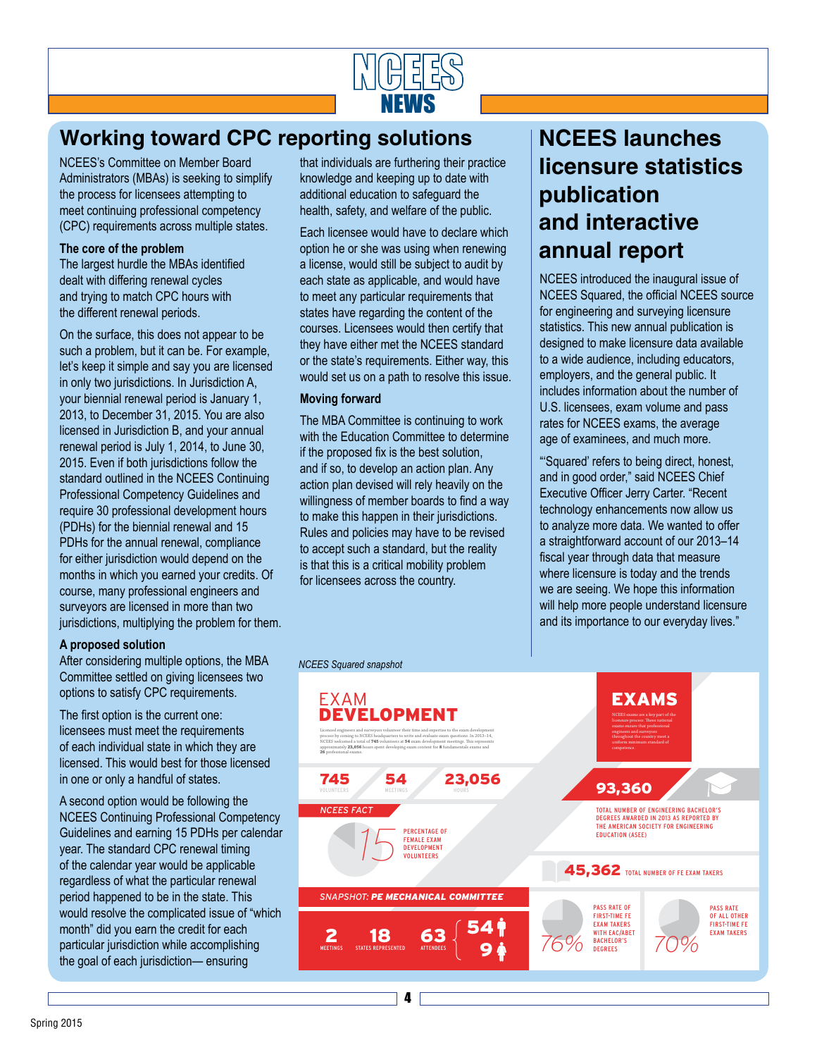# Working toward CPC reporting solutions

NCEES's Committee on Member Board Administrators (MBAs) is seeking to simplify the process for licensees attempting to meet continuing professional competency (CPC) requirements across multiple states.

### The core of the problem

The largest hurdle the MBAs identified dealt with differing renewal cycles and trying to match CPC hours with the different renewal periods.

On the surface, this does not appear to be such a problem, but it can be. For example, let's keep it simple and say you are licensed in only two jurisdictions. In Jurisdiction A, your biennial renewal period is January 1, 2013, to December 31, 2015. You are also licensed in Jurisdiction B, and your annual renewal period is July 1, 2014, to June 30, 2015. Even if both jurisdictions follow the standard outlined in the NCEES Continuing Professional Competency Guidelines and require 30 professional development hours (PDHs) for the biennial renewal and 15 PDHs for the annual renewal, compliance for either jurisdiction would depend on the months in which you earned your credits. Of course, many professional engineers and surveyors are licensed in more than two jurisdictions, multiplying the problem for them.

### A proposed solution

After considering multiple options, the MBA Committee settled on giving licensees two options to satisfy CPC requirements.

The first option is the current one: licensees must meet the requirements of each individual state in which they are licensed. This would best for those licensed in one or only a handful of states.

A second option would be following the NCEES Continuing Professional Competency Guidelines and earning 15 PDHs per calendar year. The standard CPC renewal timing of the calendar year would be applicable regardless of what the particular renewal period happened to be in the state. This would resolve the complicated issue of "which month" did you earn the credit for each particular jurisdiction while accomplishing the goal of each jurisdiction— ensuring that individuals are furthering their practice knowledge and keeping up to date with additional education to safeguard the health, safety, and welfare of the public.

Each licensee would have to declare which option he or she was using when renewing a license, would still be subject to audit by each state as applicable, and would have to meet any particular requirements that states have regarding the content of the courses. Licensees would then certify that they have either met the NCEES standard or the state's requirements. Either way, this would set us on a path to resolve this issue.

### Moving forward

The MBA Committee is continuing to work with the Education Committee to determine if the proposed fix is the best solution, and if so, to develop an action plan. Any action plan devised will rely heavily on the willingness of member boards to find a way to make this happen in their jurisdictions. Rules and policies may have to be revised to accept such a standard, but the reality is that this is a critical mobility problem for licensees across the country.

# NCEES launches licensure statistics publication and interactive annual report

NCEES introduced the inaugural issue of NCEES Squared, the official NCEES source for engineering and surveying licensure statistics. This new annual publication is designed to make licensure data available to a wide audience, including educators, employers, and the general public. It includes information about the number of U.S. licensees, exam volume and pass rates for NCEES exams, the average age of examinees, and much more.

"'Squared' refers to being direct, honest, and in good order," said NCEES Chief Executive Officer Jerry Carter. "Recent technology enhancements now allow us to analyze more data. We wanted to offer a straightforward account of our 2013–14 fiscal year through data that measure where licensure is today and the trends we are seeing. We hope this information will help more people understand licensure and its importance to our everyday lives."

*NCEES Squared snapshot*

**EXAM DEVELOPMENT**

Licensed engineers and surveyors volunteer their time and expertise to the exam development process by coming to NCEES headquarters to write and evaluate exam questions. In 2013–14, NCEES welcomed a total of **745** volunteers at **54** exam development meetings. This represents approximately **23,056** hours spent developing exam content for **8** fundamentals exams and **26** professional exams.

- **745** volunteers
- **54** meetings
- **23,056** hours

NCEES FACT: **15** percentage of female exam development volunteers

SNAPSHOT: PE MECHANICAL COMMITTEE

- **2** meetings
- **18** states represented
- **63** attendees (**54** male, **9** female)

**EXAMS**

NCEES exams are a key part of the licensure process. These national exams ensure that professional engineers and surveyors throughout the country meet a uniform minimum standard of competence.

- **93,360** total number of engineering bachelor's degrees awarded in 2013 as reported by the American Society for Engineering Education (ASEE)
- **45,362** total number of FE exam takers
- **76%** pass rate of first-time FE exam takers with EAC/ABET bachelor's degrees
- **70%** pass rate of all other first-time FE exam takers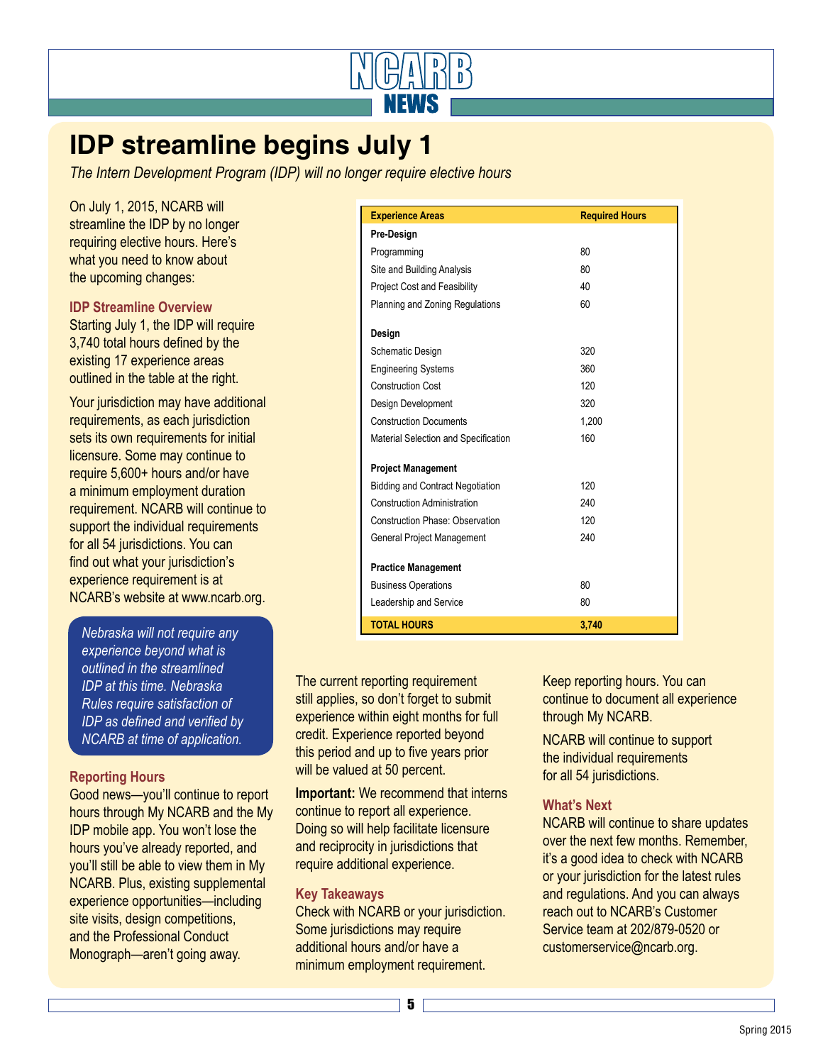# IDP streamline begins July 1

*The Intern Development Program (IDP) will no longer require elective hours*

On July 1, 2015, NCARB will streamline the IDP by no longer requiring elective hours. Here's what you need to know about the upcoming changes:

### IDP Streamline Overview

Starting July 1, the IDP will require 3,740 total hours defined by the existing 17 experience areas outlined in the table at the right.

Your jurisdiction may have additional requirements, as each jurisdiction sets its own requirements for initial licensure. Some may continue to require 5,600+ hours and/or have a minimum employment duration requirement. NCARB will continue to support the individual requirements for all 54 jurisdictions. You can find out what your jurisdiction's experience requirement is at NCARB's website at www.ncarb.org.

*Nebraska will not require any experience beyond what is outlined in the streamlined IDP at this time. Nebraska Rules require satisfaction of IDP as defined and verified by NCARB at time of application.*

| Experience Areas | Required Hours |
|---|---|
| **Pre-Design** | |
| Programming | 80 |
| Site and Building Analysis | 80 |
| Project Cost and Feasibility | 40 |
| Planning and Zoning Regulations | 60 |
| **Design** | |
| Schematic Design | 320 |
| Engineering Systems | 360 |
| Construction Cost | 120 |
| Design Development | 320 |
| Construction Documents | 1,200 |
| Material Selection and Specification | 160 |
| **Project Management** | |
| Bidding and Contract Negotiation | 120 |
| Construction Administration | 240 |
| Construction Phase: Observation | 120 |
| General Project Management | 240 |
| **Practice Management** | |
| Business Operations | 80 |
| Leadership and Service | 80 |
| **TOTAL HOURS** | **3,740** |

### Reporting Hours

Good news—you'll continue to report hours through My NCARB and the My IDP mobile app. You won't lose the hours you've already reported, and you'll still be able to view them in My NCARB. Plus, existing supplemental experience opportunities—including site visits, design competitions, and the Professional Conduct Monograph—aren't going away.

The current reporting requirement still applies, so don't forget to submit experience within eight months for full credit. Experience reported beyond this period and up to five years prior will be valued at 50 percent.

**Important:** We recommend that interns continue to report all experience. Doing so will help facilitate licensure and reciprocity in jurisdictions that require additional experience.

### Key Takeaways

Check with NCARB or your jurisdiction. Some jurisdictions may require additional hours and/or have a minimum employment requirement.

Keep reporting hours. You can continue to document all experience through My NCARB.

NCARB will continue to support the individual requirements for all 54 jurisdictions.

### What's Next

NCARB will continue to share updates over the next few months. Remember, it's a good idea to check with NCARB or your jurisdiction for the latest rules and regulations. And you can always reach out to NCARB's Customer Service team at 202/879-0520 or customerservice@ncarb.org.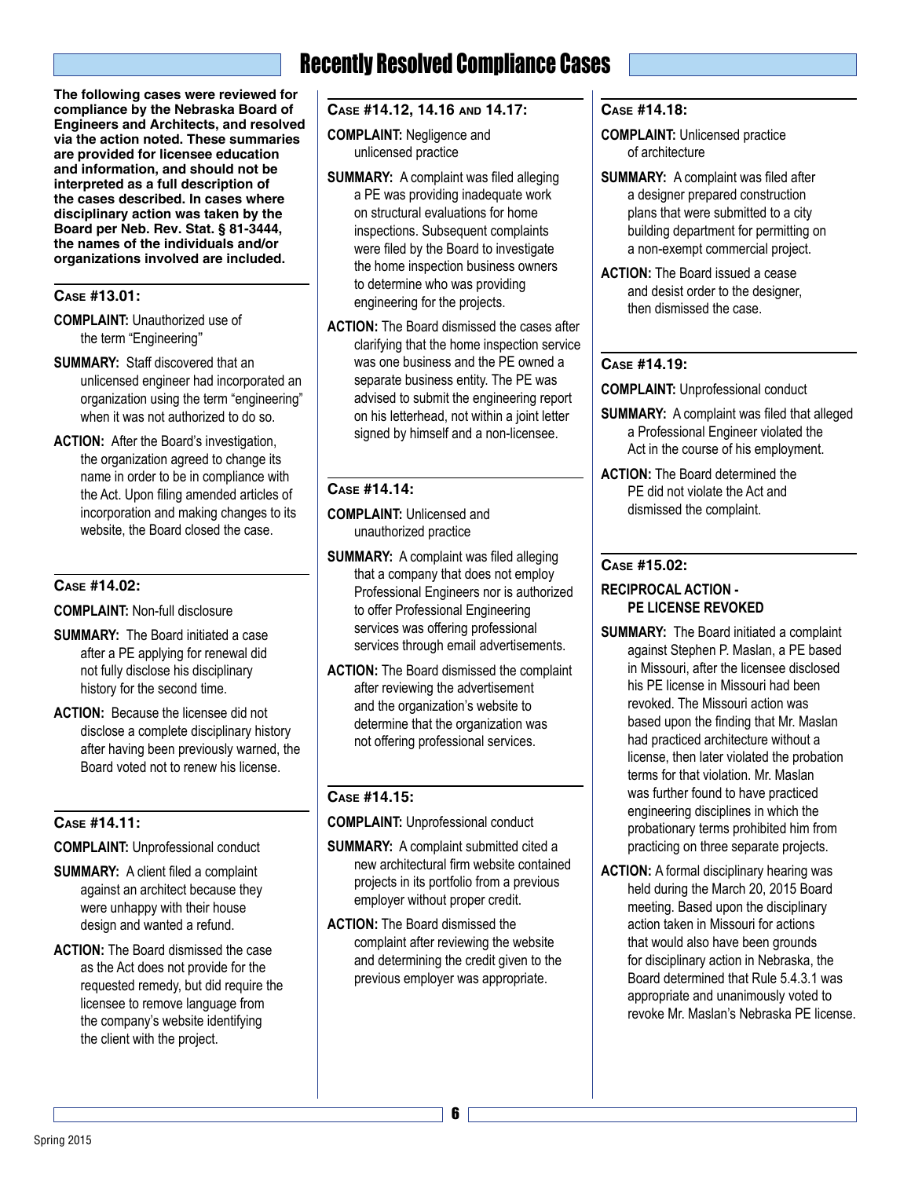# Recently Resolved Compliance Cases

**The following cases were reviewed for compliance by the Nebraska Board of Engineers and Architects, and resolved via the action noted. These summaries are provided for licensee education and information, and should not be interpreted as a full description of the cases described. In cases where disciplinary action was taken by the Board per Neb. Rev. Stat. § 81-3444, the names of the individuals and/or organizations involved are included.**

### Case #13.01:

**COMPLAINT:** Unauthorized use of the term "Engineering"

**SUMMARY:** Staff discovered that an unlicensed engineer had incorporated an organization using the term "engineering" when it was not authorized to do so.

**ACTION:** After the Board's investigation, the organization agreed to change its name in order to be in compliance with the Act. Upon filing amended articles of incorporation and making changes to its website, the Board closed the case.

### Case #14.02:

**COMPLAINT:** Non-full disclosure

**SUMMARY:** The Board initiated a case after a PE applying for renewal did not fully disclose his disciplinary history for the second time.

**ACTION:** Because the licensee did not disclose a complete disciplinary history after having been previously warned, the Board voted not to renew his license.

### Case #14.11:

**COMPLAINT:** Unprofessional conduct

**SUMMARY:** A client filed a complaint against an architect because they were unhappy with their house design and wanted a refund.

**ACTION:** The Board dismissed the case as the Act does not provide for the requested remedy, but did require the licensee to remove language from the company's website identifying the client with the project.

### Case #14.12, 14.16 and 14.17:

**COMPLAINT:** Negligence and unlicensed practice

**SUMMARY:** A complaint was filed alleging a PE was providing inadequate work on structural evaluations for home inspections. Subsequent complaints were filed by the Board to investigate the home inspection business owners to determine who was providing engineering for the projects.

**ACTION:** The Board dismissed the cases after clarifying that the home inspection service was one business and the PE owned a separate business entity. The PE was advised to submit the engineering report on his letterhead, not within a joint letter signed by himself and a non-licensee.

### Case #14.14:

**COMPLAINT:** Unlicensed and unauthorized practice

**SUMMARY:** A complaint was filed alleging that a company that does not employ Professional Engineers nor is authorized to offer Professional Engineering services was offering professional services through email advertisements.

**ACTION:** The Board dismissed the complaint after reviewing the advertisement and the organization's website to determine that the organization was not offering professional services.

### Case #14.15:

**COMPLAINT:** Unprofessional conduct

**SUMMARY:** A complaint submitted cited a new architectural firm website contained projects in its portfolio from a previous employer without proper credit.

**ACTION:** The Board dismissed the complaint after reviewing the website and determining the credit given to the previous employer was appropriate.

### Case #14.18:

**COMPLAINT:** Unlicensed practice of architecture

**SUMMARY:** A complaint was filed after a designer prepared construction plans that were submitted to a city building department for permitting on a non-exempt commercial project.

**ACTION:** The Board issued a cease and desist order to the designer, then dismissed the case.

### Case #14.19:

**COMPLAINT:** Unprofessional conduct

**SUMMARY:** A complaint was filed that alleged a Professional Engineer violated the Act in the course of his employment.

**ACTION:** The Board determined the PE did not violate the Act and dismissed the complaint.

### Case #15.02:

**RECIPROCAL ACTION - PE LICENSE REVOKED**

**SUMMARY:** The Board initiated a complaint against Stephen P. Maslan, a PE based in Missouri, after the licensee disclosed his PE license in Missouri had been revoked. The Missouri action was based upon the finding that Mr. Maslan had practiced architecture without a license, then later violated the probation terms for that violation. Mr. Maslan was further found to have practiced engineering disciplines in which the probationary terms prohibited him from practicing on three separate projects.

**ACTION:** A formal disciplinary hearing was held during the March 20, 2015 Board meeting. Based upon the disciplinary action taken in Missouri for actions that would also have been grounds for disciplinary action in Nebraska, the Board determined that Rule 5.4.3.1 was appropriate and unanimously voted to revoke Mr. Maslan's Nebraska PE license.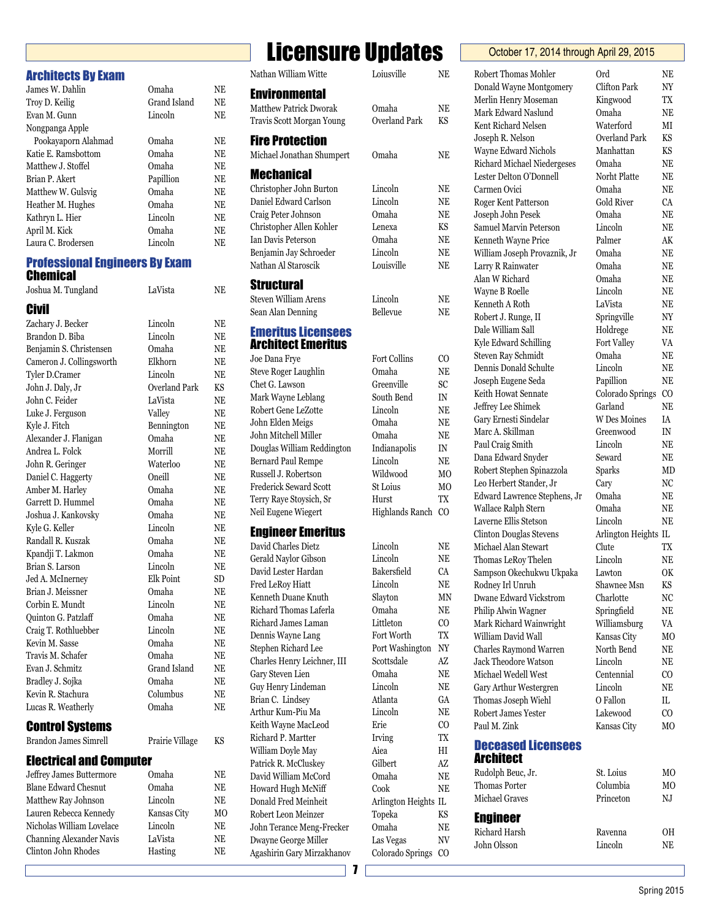# Licensure Updates

October 17, 2014 through April 29, 2015

## Architects By Exam

| Name | City | State |
|---|---|---|
| James W. Dahlin | Omaha | NE |
| Troy D. Keilig | Grand Island | NE |
| Evan M. Gunn | Lincoln | NE |
| Nongpanga Apple Pookayaporn Alahmad | Omaha | NE |
| Katie E. Ramsbottom | Omaha | NE |
| Matthew J. Stoffel | Omaha | NE |
| Brian P. Akert | Papillion | NE |
| Matthew W. Gulsvig | Omaha | NE |
| Heather M. Hughes | Omaha | NE |
| Kathryn L. Hier | Lincoln | NE |
| April M. Kick | Omaha | NE |
| Laura C. Brodersen | Lincoln | NE |

## Professional Engineers By Exam

### Chemical

| Name | City | State |
|---|---|---|
| Joshua M. Tungland | LaVista | NE |

### Civil

| Name | City | State |
|---|---|---|
| Zachary J. Becker | Lincoln | NE |
| Brandon D. Biba | Lincoln | NE |
| Benjamin S. Christensen | Omaha | NE |
| Cameron J. Collingsworth | Elkhorn | NE |
| Tyler D.Cramer | Lincoln | NE |
| John J. Daly, Jr | Overland Park | KS |
| John C. Feider | LaVista | NE |
| Luke J. Ferguson | Valley | NE |
| Kyle J. Fitch | Bennington | NE |
| Alexander J. Flanigan | Omaha | NE |
| Andrea L. Folck | Morrill | NE |
| John R. Geringer | Waterloo | NE |
| Daniel C. Haggerty | Oneill | NE |
| Amber M. Harley | Omaha | NE |
| Garrett D. Hummel | Omaha | NE |
| Joshua J. Kankovsky | Omaha | NE |
| Kyle G. Keller | Lincoln | NE |
| Randall R. Kuszak | Omaha | NE |
| Kpandji T. Lakmon | Omaha | NE |
| Brian S. Larson | Lincoln | NE |
| Jed A. McInerney | Elk Point | SD |
| Brian J. Meissner | Omaha | NE |
| Corbin E. Mundt | Lincoln | NE |
| Quinton G. Patzlaff | Omaha | NE |
| Craig T. Rothluebber | Lincoln | NE |
| Kevin M. Sasse | Omaha | NE |
| Travis M. Schafer | Omaha | NE |
| Evan J. Schmitz | Grand Island | NE |
| Bradley J. Sojka | Omaha | NE |
| Kevin C. Stachura | Columbus | NE |
| Lucas R. Weatherly | Omaha | NE |

### Control Systems

| Name | City | State |
|---|---|---|
| Brandon James Simrell | Prairie Village | KS |

### Electrical and Computer

| Name | City | State |
|---|---|---|
| Jeffrey James Buttermore | Omaha | NE |
| Blane Edward Chesnut | Omaha | NE |
| Matthew Ray Johnson | Lincoln | NE |
| Lauren Rebecca Kennedy | Kansas City | MO |
| Nicholas William Lovelace | Lincoln | NE |
| Channing Alexander Navis | LaVista | NE |
| Clinton John Rhodes | Hasting | NE |
| Nathan William Witte | Loiusville | NE |

### Environmental

| Name | City | State |
|---|---|---|
| Matthew Patrick Dworak | Omaha | NE |
| Travis Scott Morgan Young | Overland Park | KS |

### Fire Protection

| Name | City | State |
|---|---|---|
| Michael Jonathan Shumpert | Omaha | NE |

### Mechanical

| Name | City | State |
|---|---|---|
| Christopher John Burton | Lincoln | NE |
| Daniel Edward Carlson | Lincoln | NE |
| Craig Peter Johnson | Omaha | NE |
| Christopher Allen Kohler | Lenexa | KS |
| Ian Davis Peterson | Omaha | NE |
| Benjamin Jay Schroeder | Lincoln | NE |
| Nathan Al Staroscik | Louisville | NE |

### Structural

| Name | City | State |
|---|---|---|
| Steven William Arens | Lincoln | NE |
| Sean Alan Denning | Bellevue | NE |

## Emeritus Licensees

### Architect Emeritus

| Name | City | State |
|---|---|---|
| Joe Dana Frye | Fort Collins | CO |
| Steve Roger Laughlin | Omaha | NE |
| Chet G. Lawson | Greenville | SC |
| Mark Wayne Leblang | South Bend | IN |
| Robert Gene LeZotte | Lincoln | NE |
| John Elden Meigs | Omaha | NE |
| John Mitchell Miller | Omaha | NE |
| Douglas William Reddington | Indianapolis | IN |
| Bernard Paul Rempe | Lincoln | NE |
| Russell J. Robertson | Wildwood | MO |
| Frederick Seward Scott | St Loius | MO |
| Terry Raye Stoysich, Sr | Hurst | TX |
| Neil Eugene Wiegert | Highlands Ranch | CO |

### Engineer Emeritus

| Name | City | State |
|---|---|---|
| David Charles Dietz | Lincoln | NE |
| Gerald Naylor Gibson | Lincoln | NE |
| David Lester Hardan | Bakersfield | CA |
| Fred LeRoy Hiatt | Lincoln | NE |
| Kenneth Duane Knuth | Slayton | MN |
| Richard Thomas Laferla | Omaha | NE |
| Richard James Laman | Littleton | CO |
| Dennis Wayne Lang | Fort Worth | TX |
| Stephen Richard Lee | Port Washington | NY |
| Charles Henry Leichner, III | Scottsdale | AZ |
| Gary Steven Lien | Omaha | NE |
| Guy Henry Lindeman | Lincoln | NE |
| Brian C. Lindsey | Atlanta | GA |
| Arthur Kum-Piu Ma | Lincoln | NE |
| Keith Wayne MacLeod | Erie | CO |
| Richard P. Martter | Irving | TX |
| William Doyle May | Aiea | HI |
| Patrick R. McCluskey | Gilbert | AZ |
| David William McCord | Omaha | NE |
| Howard Hugh McNiff | Cook | NE |
| Donald Fred Meinheit | Arlington Heights | IL |
| Robert Leon Meinzer | Topeka | KS |
| John Terance Meng-Frecker | Omaha | NE |
| Dwayne George Miller | Las Vegas | NV |
| Agashirin Gary Mirzakhanov | Colorado Springs | CO |
| Robert Thomas Mohler | Ord | NE |
| Donald Wayne Montgomery | Clifton Park | NY |
| Merlin Henry Moseman | Kingwood | TX |
| Mark Edward Naslund | Omaha | NE |
| Kent Richard Nelsen | Waterford | MI |
| Joseph R. Nelson | Overland Park | KS |
| Wayne Edward Nichols | Manhattan | KS |
| Richard Michael Niedergeses | Omaha | NE |
| Lester Delton O'Donnell | Norht Platte | NE |
| Carmen Ovici | Omaha | NE |
| Roger Kent Patterson | Gold River | CA |
| Joseph John Pesek | Omaha | NE |
| Samuel Marvin Peterson | Lincoln | NE |
| Kenneth Wayne Price | Palmer | AK |
| William Joseph Provaznik, Jr | Omaha | NE |
| Larry R Rainwater | Omaha | NE |
| Alan W Richard | Omaha | NE |
| Wayne B Roelle | Lincoln | NE |
| Kenneth A Roth | LaVista | NE |
| Robert J. Runge, II | Springville | NY |
| Dale William Sall | Holdrege | NE |
| Kyle Edward Schilling | Fort Valley | VA |
| Steven Ray Schmidt | Omaha | NE |
| Dennis Donald Schulte | Lincoln | NE |
| Joseph Eugene Seda | Papillion | NE |
| Keith Howat Sennate | Colorado Springs | CO |
| Jeffrey Lee Shimek | Garland | NE |
| Gary Ernesti Sindelar | W Des Moines | IA |
| Marc A. Skillman | Greenwood | IN |
| Paul Craig Smith | Lincoln | NE |
| Dana Edward Snyder | Seward | NE |
| Robert Stephen Spinazzola | Sparks | MD |
| Leo Herbert Stander, Jr | Cary | NC |
| Edward Lawrence Stephens, Jr | Omaha | NE |
| Wallace Ralph Stern | Omaha | NE |
| Laverne Ellis Stetson | Lincoln | NE |
| Clinton Douglas Stevens | Arlington Heights | IL |
| Michael Alan Stewart | Clute | TX |
| Thomas LeRoy Thelen | Lincoln | NE |
| Sampson Okechukwu Ukpaka | Lawton | OK |
| Rodney Irl Unruh | Shawnee Msn | KS |
| Dwane Edward Vickstrom | Charlotte | NC |
| Philip Alwin Wagner | Springfield | NE |
| Mark Richard Wainwright | Williamsburg | VA |
| William David Wall | Kansas City | MO |
| Charles Raymond Warren | North Bend | NE |
| Jack Theodore Watson | Lincoln | NE |
| Michael Wedell West | Centennial | CO |
| Gary Arthur Westergren | Lincoln | NE |
| Thomas Joseph Wiehl | O Fallon | IL |
| Robert James Yester | Lakewood | CO |
| Paul M. Zink | Kansas City | MO |

## Deceased Licensees

### Architect

| Name | City | State |
|---|---|---|
| Rudolph Beuc, Jr. | St. Loius | MO |
| Thomas Porter | Columbia | MO |
| Michael Graves | Princeton | NJ |

### Engineer

| Name | City | State |
|---|---|---|
| Richard Harsh | Ravenna | OH |
| John Olsson | Lincoln | NE |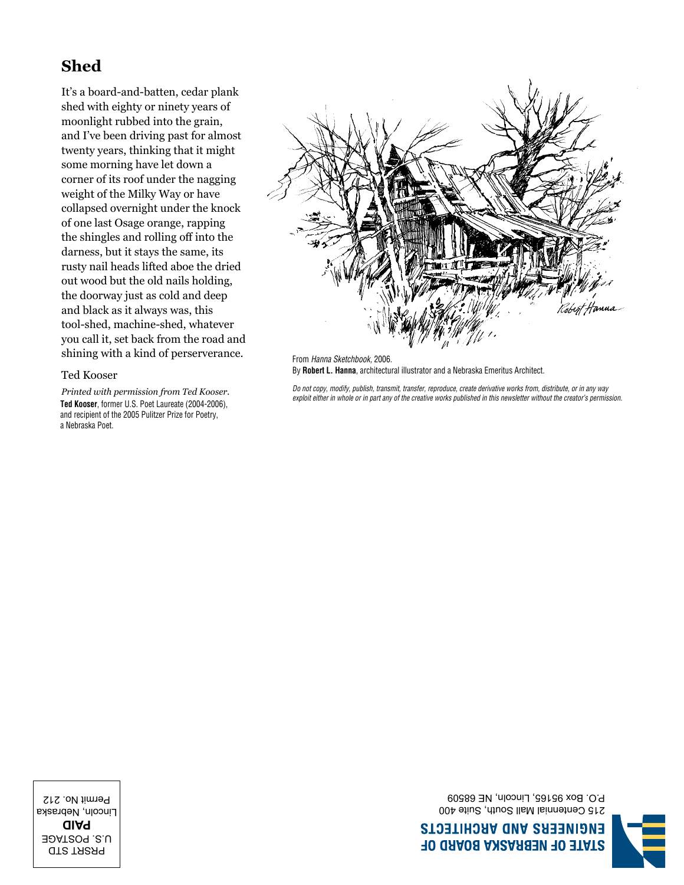## Shed

It's a board-and-batten, cedar plank shed with eighty or ninety years of moonlight rubbed into the grain, and I've been driving past for almost twenty years, thinking that it might some morning have let down a corner of its roof under the nagging weight of the Milky Way or have collapsed overnight under the knock of one last Osage orange, rapping the shingles and rolling off into the darness, but it stays the same, its rusty nail heads lifted aboe the dried out wood but the old nails holding, the doorway just as cold and deep and black as it always was, this tool-shed, machine-shed, whatever you call it, set back from the road and shining with a kind of perserverance.

Ted Kooser

*Printed with permission from Ted Kooser.*
**Ted Kooser**, former U.S. Poet Laureate (2004-2006), and recipient of the 2005 Pulitzer Prize for Poetry, a Nebraska Poet.

From *Hanna Sketchbook*, 2006.
By **Robert L. Hanna**, architectural illustrator and a Nebraska Emeritus Architect.

*Do not copy, modify, publish, transmit, transfer, reproduce, create derivative works from, distribute, or in any way exploit either in whole or in part any of the creative works published in this newsletter without the creator's permission.*

**STATE OF NEBRASKA BOARD OF ENGINEERS AND ARCHITECTS**
215 Centennial Mall South, Suite 400
P.O. Box 95165, Lincoln, NE 68509

PRSRT STD
U.S. POSTAGE
**PAID**
Lincoln, Nebraska
Permit No. 212